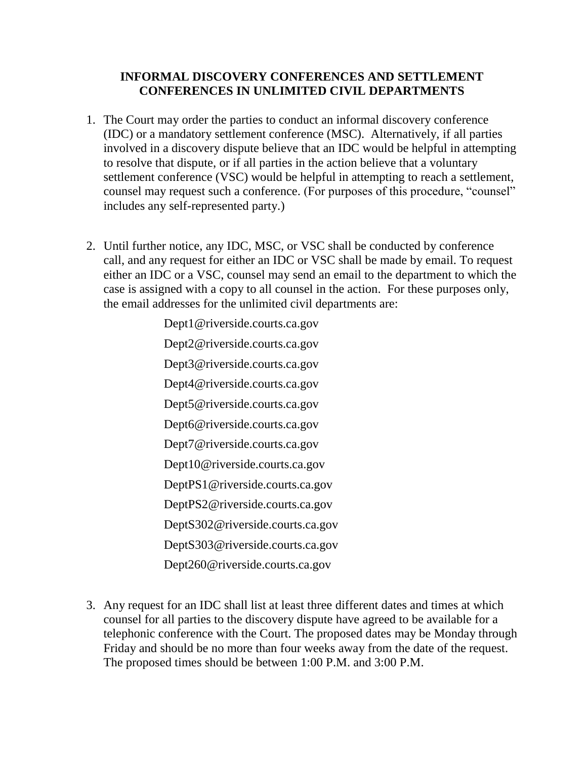# INFORMAL DISCOVERY CONFERENCES AND SETTLEMENT CONFERENCES IN UNLIMITED CIVIL DEPARTMENTS

1. The Court may order the parties to conduct an informal discovery conference (IDC) or a mandatory settlement conference (MSC). Alternatively, if all parties involved in a discovery dispute believe that an IDC would be helpful in attempting to resolve that dispute, or if all parties in the action believe that a voluntary settlement conference (VSC) would be helpful in attempting to reach a settlement, counsel may request such a conference. (For purposes of this procedure, "counsel" includes any self-represented party.)

2. Until further notice, any IDC, MSC, or VSC shall be conducted by conference call, and any request for either an IDC or VSC shall be made by email. To request either an IDC or a VSC, counsel may send an email to the department to which the case is assigned with a copy to all counsel in the action. For these purposes only, the email addresses for the unlimited civil departments are:

   Dept1@riverside.courts.ca.gov
   
   Dept2@riverside.courts.ca.gov
   
   Dept3@riverside.courts.ca.gov
   
   Dept4@riverside.courts.ca.gov
   
   Dept5@riverside.courts.ca.gov
   
   Dept6@riverside.courts.ca.gov
   
   Dept7@riverside.courts.ca.gov
   
   Dept10@riverside.courts.ca.gov
   
   DeptPS1@riverside.courts.ca.gov
   
   DeptPS2@riverside.courts.ca.gov
   
   DeptS302@riverside.courts.ca.gov
   
   DeptS303@riverside.courts.ca.gov
   
   Dept260@riverside.courts.ca.gov

3. Any request for an IDC shall list at least three different dates and times at which counsel for all parties to the discovery dispute have agreed to be available for a telephonic conference with the Court. The proposed dates may be Monday through Friday and should be no more than four weeks away from the date of the request. The proposed times should be between 1:00 P.M. and 3:00 P.M.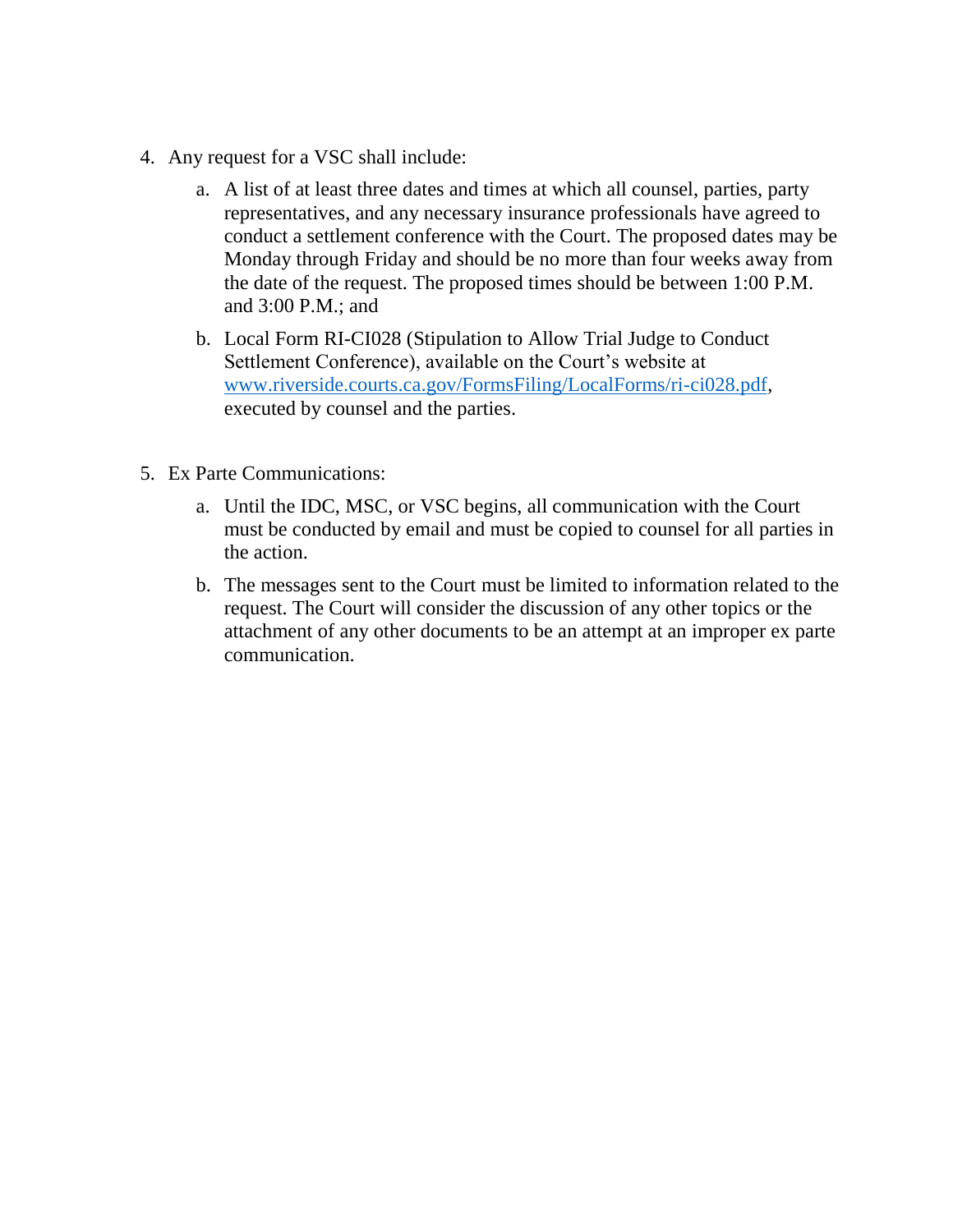4. Any request for a VSC shall include:

    a. A list of at least three dates and times at which all counsel, parties, party representatives, and any necessary insurance professionals have agreed to conduct a settlement conference with the Court. The proposed dates may be Monday through Friday and should be no more than four weeks away from the date of the request. The proposed times should be between 1:00 P.M. and 3:00 P.M.; and

    b. Local Form RI-CI028 (Stipulation to Allow Trial Judge to Conduct Settlement Conference), available on the Court's website at [www.riverside.courts.ca.gov/FormsFiling/LocalForms/ri-ci028.pdf](www.riverside.courts.ca.gov/FormsFiling/LocalForms/ri-ci028.pdf), executed by counsel and the parties.

5. Ex Parte Communications:

    a. Until the IDC, MSC, or VSC begins, all communication with the Court must be conducted by email and must be copied to counsel for all parties in the action.

    b. The messages sent to the Court must be limited to information related to the request. The Court will consider the discussion of any other topics or the attachment of any other documents to be an attempt at an improper ex parte communication.